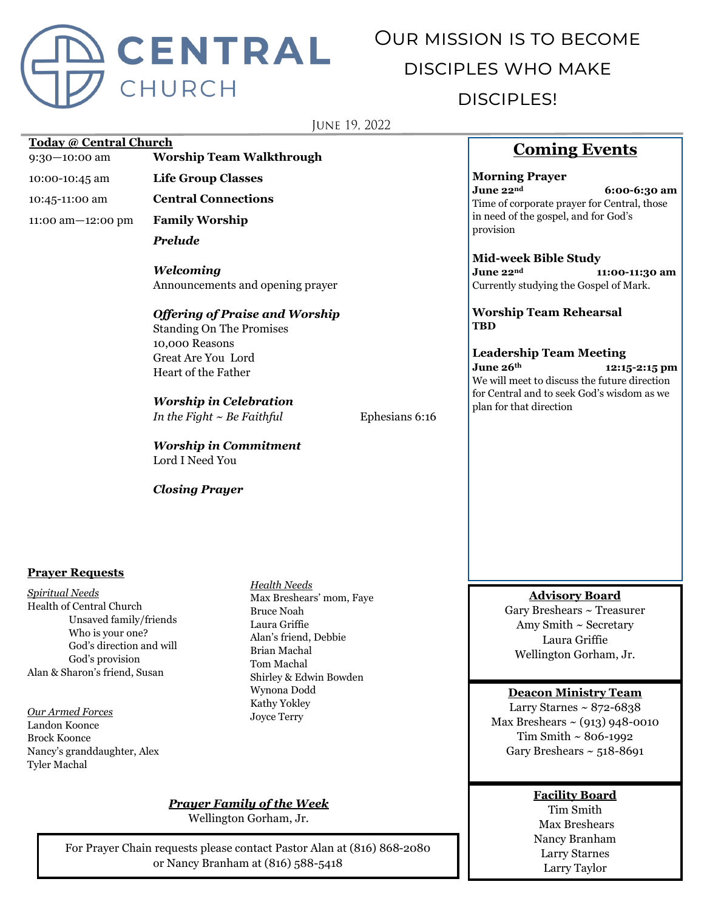# CENTRAL CHURCH

Our mission is to become disciples who make disciples!

June 19, 2022

**Today @ Central Church**

| | |
|---|---|
| 9:30—10:00 am | **Worship Team Walkthrough** |
| 10:00-10:45 am | **Life Group Classes** |
| 10:45-11:00 am | **Central Connections** |
| 11:00 am—12:00 pm | **Family Worship** |

***Prelude***

***Welcoming***
Announcements and opening prayer

***Offering of Praise and Worship***
Standing On The Promises
10,000 Reasons
Great Are You Lord
Heart of the Father

***Worship in Celebration***
*In the Fight ~ Be Faithful* — Ephesians 6:16

***Worship in Commitment***
Lord I Need You

***Closing Prayer***

## Coming Events

**Morning Prayer**
**June 22nd** — **6:00-6:30 am**
Time of corporate prayer for Central, those in need of the gospel, and for God's provision

**Mid-week Bible Study**
**June 22nd** — **11:00-11:30 am**
Currently studying the Gospel of Mark.

**Worship Team Rehearsal**
**TBD**

**Leadership Team Meeting**
**June 26th** — **12:15-2:15 pm**
We will meet to discuss the future direction for Central and to seek God's wisdom as we plan for that direction

**Prayer Requests**

*Spiritual Needs*
Health of Central Church
- Unsaved family/friends
- Who is your one?
- God's direction and will
- God's provision

Alan & Sharon's friend, Susan

*Our Armed Forces*
Landon Koonce
Brock Koonce
Nancy's granddaughter, Alex
Tyler Machal

*Health Needs*
Max Breshears' mom, Faye
Bruce Noah
Laura Griffie
Alan's friend, Debbie
Brian Machal
Tom Machal
Shirley & Edwin Bowden
Wynona Dodd
Kathy Yokley
Joyce Terry

***Prayer Family of the Week***
Wellington Gorham, Jr.

For Prayer Chain requests please contact Pastor Alan at (816) 868-2080 or Nancy Branham at (816) 588-5418

**Advisory Board**
Gary Breshears ~ Treasurer
Amy Smith ~ Secretary
Laura Griffie
Wellington Gorham, Jr.

**Deacon Ministry Team**
Larry Starnes ~ 872-6838
Max Breshears ~ (913) 948-0010
Tim Smith ~ 806-1992
Gary Breshears ~ 518-8691

**Facility Board**
Tim Smith
Max Breshears
Nancy Branham
Larry Starnes
Larry Taylor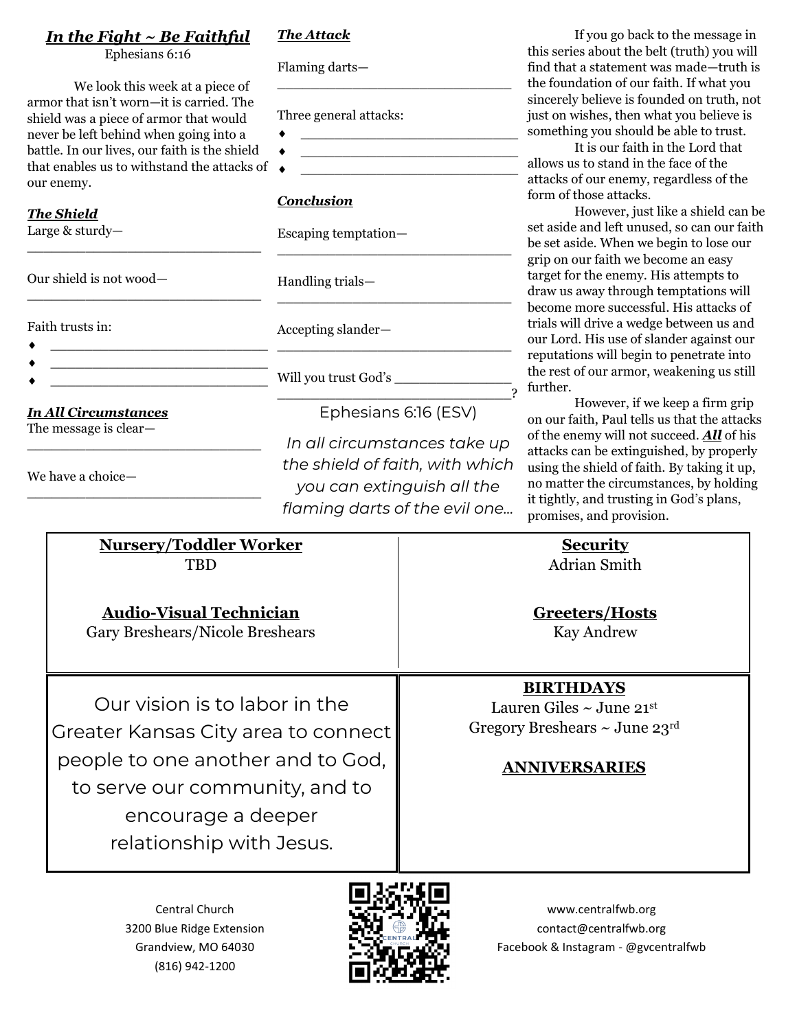## *In the Fight ~ Be Faithful*

Ephesians 6:16

We look this week at a piece of armor that isn't worn—it is carried. The shield was a piece of armor that would never be left behind when going into a battle. In our lives, our faith is the shield that enables us to withstand the attacks of our enemy.

***The Shield***

Large & sturdy—
______________________________

Our shield is not wood—
______________________________

Faith trusts in:

- ______________________________
- ______________________________
- ______________________________

***In All Circumstances***

The message is clear—
______________________________

We have a choice—
______________________________

***The Attack***

Flaming darts—
______________________________

Three general attacks:

- ______________________________
- ______________________________
- ______________________________

***Conclusion***

Escaping temptation—
______________________________

Handling trials—
______________________________

Accepting slander—
______________________________

Will you trust God's _______________
______________________________?

Ephesians 6:16 (ESV)

*In all circumstances take up the shield of faith, with which you can extinguish all the flaming darts of the evil one...*

If you go back to the message in this series about the belt (truth) you will find that a statement was made—truth is the foundation of our faith. If what you sincerely believe is founded on truth, not just on wishes, then what you believe is something you should be able to trust.

It is our faith in the Lord that allows us to stand in the face of the attacks of our enemy, regardless of the form of those attacks.

However, just like a shield can be set aside and left unused, so can our faith be set aside. When we begin to lose our grip on our faith we become an easy target for the enemy. His attempts to draw us away through temptations will become more successful. His attacks of trials will drive a wedge between us and our Lord. His use of slander against our reputations will begin to penetrate into the rest of our armor, weakening us still further.

However, if we keep a firm grip on our faith, Paul tells us that the attacks of the enemy will not succeed. ***All*** of his attacks can be extinguished, by properly using the shield of faith. By taking it up, no matter the circumstances, by holding it tightly, and trusting in God's plans, promises, and provision.

**Nursery/Toddler Worker**
TBD

**Audio-Visual Technician**
Gary Breshears/Nicole Breshears

**Security**
Adrian Smith

**Greeters/Hosts**
Kay Andrew

Our vision is to labor in the Greater Kansas City area to connect people to one another and to God, to serve our community, and to encourage a deeper relationship with Jesus.

**BIRTHDAYS**

Lauren Giles ~ June 21st
Gregory Breshears ~ June 23rd

**ANNIVERSARIES**

Central Church
3200 Blue Ridge Extension
Grandview, MO 64030
(816) 942-1200

www.centralfwb.org
contact@centralfwb.org
Facebook & Instagram - @gvcentralfwb